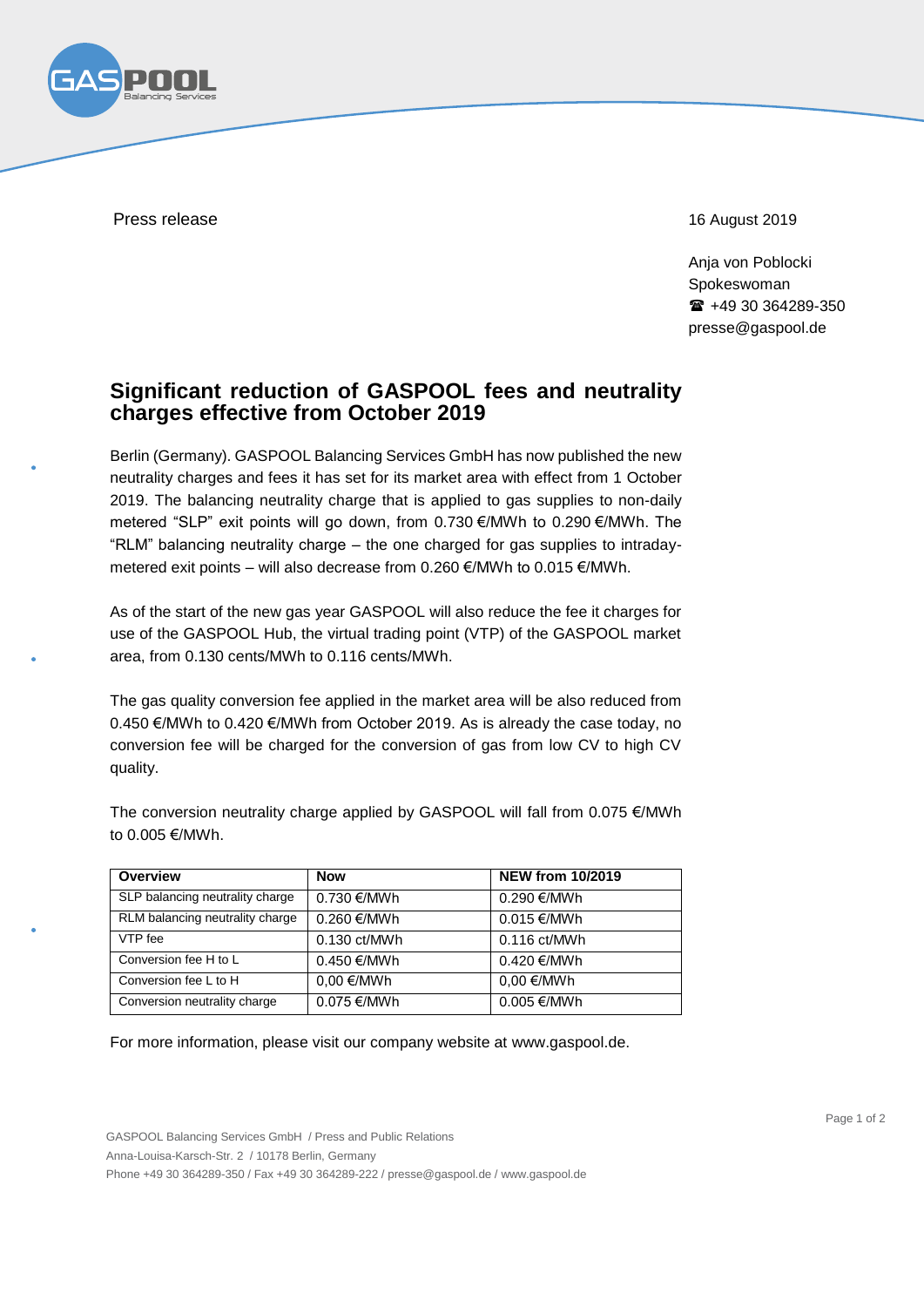Press release

16 August 2019

Anja von Poblocki
Spokeswoman
☎ +49 30 364289-350
presse@gaspool.de

# Significant reduction of GASPOOL fees and neutrality charges effective from October 2019

Berlin (Germany). GASPOOL Balancing Services GmbH has now published the new neutrality charges and fees it has set for its market area with effect from 1 October 2019. The balancing neutrality charge that is applied to gas supplies to non-daily metered "SLP" exit points will go down, from 0.730 €/MWh to 0.290 €/MWh. The "RLM" balancing neutrality charge – the one charged for gas supplies to intraday-metered exit points – will also decrease from 0.260 €/MWh to 0.015 €/MWh.

As of the start of the new gas year GASPOOL will also reduce the fee it charges for use of the GASPOOL Hub, the virtual trading point (VTP) of the GASPOOL market area, from 0.130 cents/MWh to 0.116 cents/MWh.

The gas quality conversion fee applied in the market area will be also reduced from 0.450 €/MWh to 0.420 €/MWh from October 2019. As is already the case today, no conversion fee will be charged for the conversion of gas from low CV to high CV quality.

The conversion neutrality charge applied by GASPOOL will fall from 0.075 €/MWh to 0.005 €/MWh.

| Overview | Now | NEW from 10/2019 |
|---|---|---|
| SLP balancing neutrality charge | 0.730 €/MWh | 0.290 €/MWh |
| RLM balancing neutrality charge | 0.260 €/MWh | 0.015 €/MWh |
| VTP fee | 0.130 ct/MWh | 0.116 ct/MWh |
| Conversion fee H to L | 0.450 €/MWh | 0.420 €/MWh |
| Conversion fee L to H | 0,00 €/MWh | 0,00 €/MWh |
| Conversion neutrality charge | 0.075 €/MWh | 0.005 €/MWh |

For more information, please visit our company website at www.gaspool.de.

GASPOOL Balancing Services GmbH / Press and Public Relations
Anna-Louisa-Karsch-Str. 2 / 10178 Berlin, Germany
Phone +49 30 364289-350 / Fax +49 30 364289-222 / presse@gaspool.de / www.gaspool.de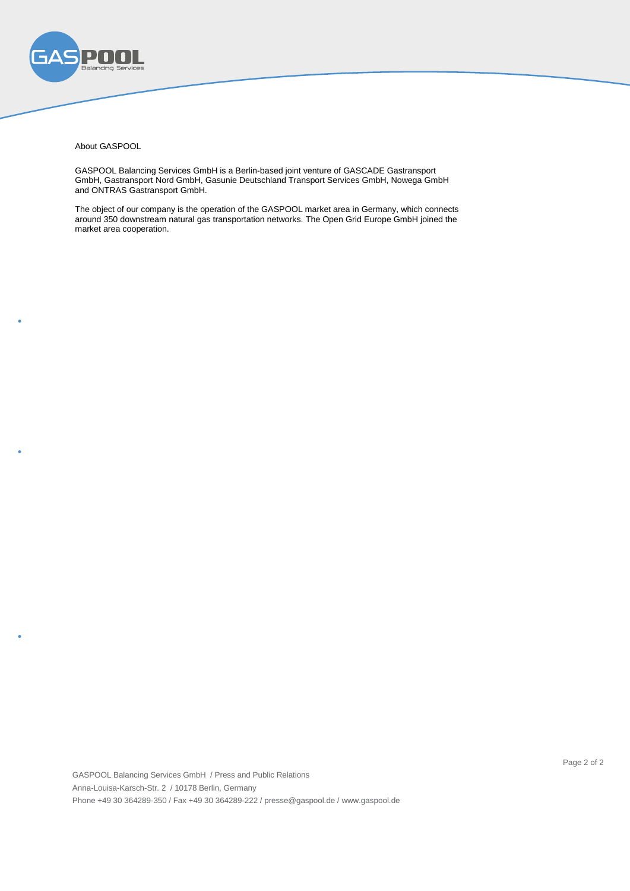About GASPOOL

GASPOOL Balancing Services GmbH is a Berlin-based joint venture of GASCADE Gastransport GmbH, Gastransport Nord GmbH, Gasunie Deutschland Transport Services GmbH, Nowega GmbH and ONTRAS Gastransport GmbH.

The object of our company is the operation of the GASPOOL market area in Germany, which connects around 350 downstream natural gas transportation networks. The Open Grid Europe GmbH joined the market area cooperation.

GASPOOL Balancing Services GmbH / Press and Public Relations
Anna-Louisa-Karsch-Str. 2 / 10178 Berlin, Germany
Phone +49 30 364289-350 / Fax +49 30 364289-222 / presse@gaspool.de / www.gaspool.de